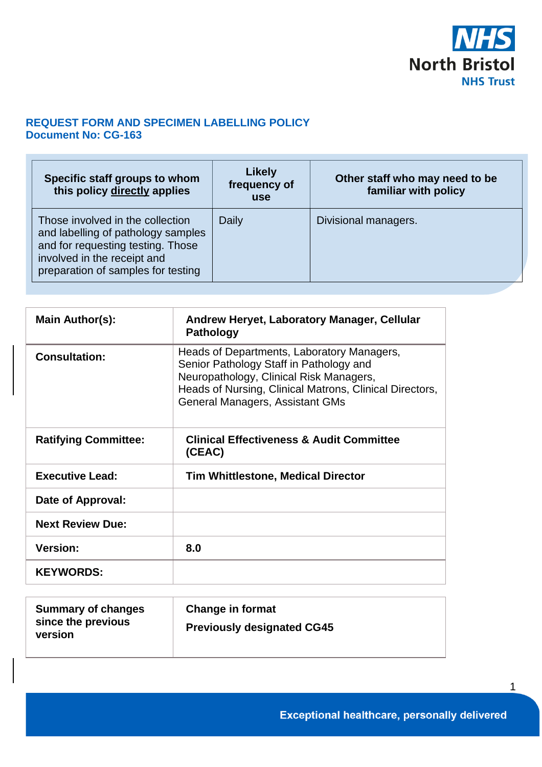North Bristol NHS Trust

# REQUEST FORM AND SPECIMEN LABELLING POLICY
## Document No: CG-163

| Specific staff groups to whom this policy **directly** applies | Likely frequency of use | Other staff who may need to be familiar with policy |
|---|---|---|
| Those involved in the collection and labelling of pathology samples and for requesting testing. Those involved in the receipt and preparation of samples for testing | Daily | Divisional managers. |

| | |
|---|---|
| **Main Author(s):** | **Andrew Heryet, Laboratory Manager, Cellular Pathology** |
| **Consultation:** | Heads of Departments, Laboratory Managers, Senior Pathology Staff in Pathology and Neuropathology, Clinical Risk Managers, Heads of Nursing, Clinical Matrons, Clinical Directors, General Managers, Assistant GMs |
| **Ratifying Committee:** | **Clinical Effectiveness & Audit Committee (CEAC)** |
| **Executive Lead:** | **Tim Whittlestone, Medical Director** |
| **Date of Approval:** | |
| **Next Review Due:** | |
| **Version:** | **8.0** |
| **KEYWORDS:** | |

| | |
|---|---|
| **Summary of changes since the previous version** | **Change in format**<br>**Previously designated CG45** |

Exceptional healthcare, personally delivered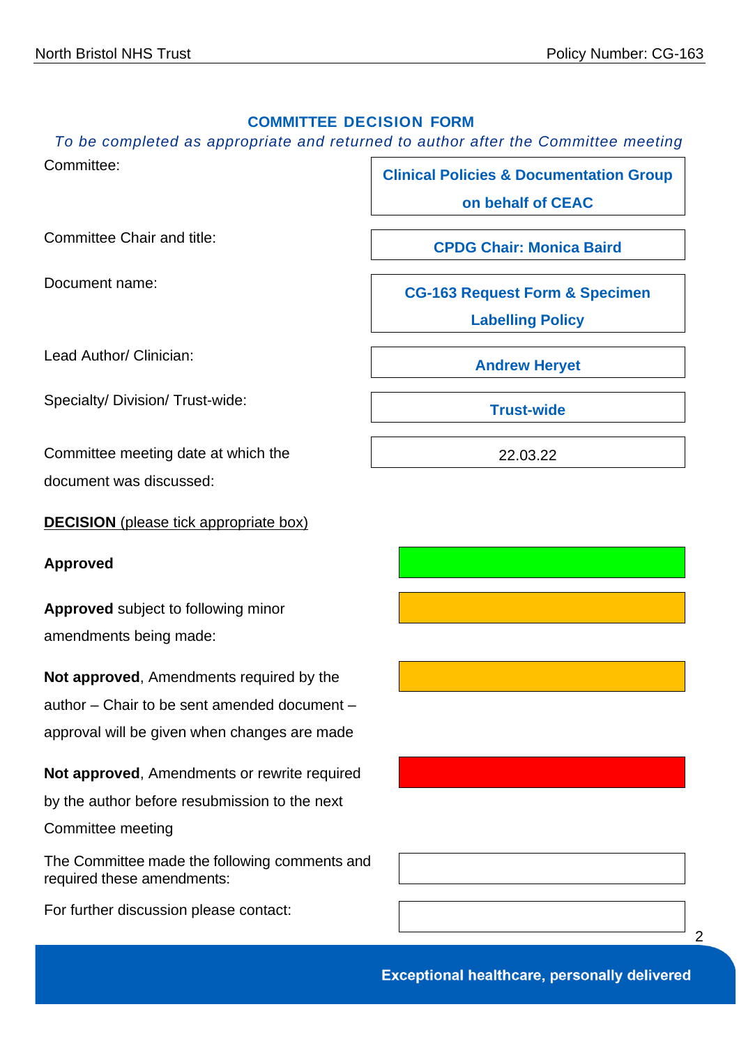## COMMITTEE DECISION FORM

*To be completed as appropriate and returned to author after the Committee meeting*

| | |
|---|---|
| Committee: | **Clinical Policies & Documentation Group on behalf of CEAC** |
| Committee Chair and title: | **CPDG Chair: Monica Baird** |
| Document name: | **CG-163 Request Form & Specimen Labelling Policy** |
| Lead Author/ Clinician: | **Andrew Heryet** |
| Specialty/ Division/ Trust-wide: | **Trust-wide** |
| Committee meeting date at which the document was discussed: | 22.03.22 |

**DECISION** (please tick appropriate box)

| | |
|---|---|
| **Approved** | |
| **Approved** subject to following minor amendments being made: | |
| **Not approved**, Amendments required by the author – Chair to be sent amended document – approval will be given when changes are made | |
| **Not approved**, Amendments or rewrite required by the author before resubmission to the next Committee meeting | |
| The Committee made the following comments and required these amendments: | |
| For further discussion please contact: | |

Exceptional healthcare, personally delivered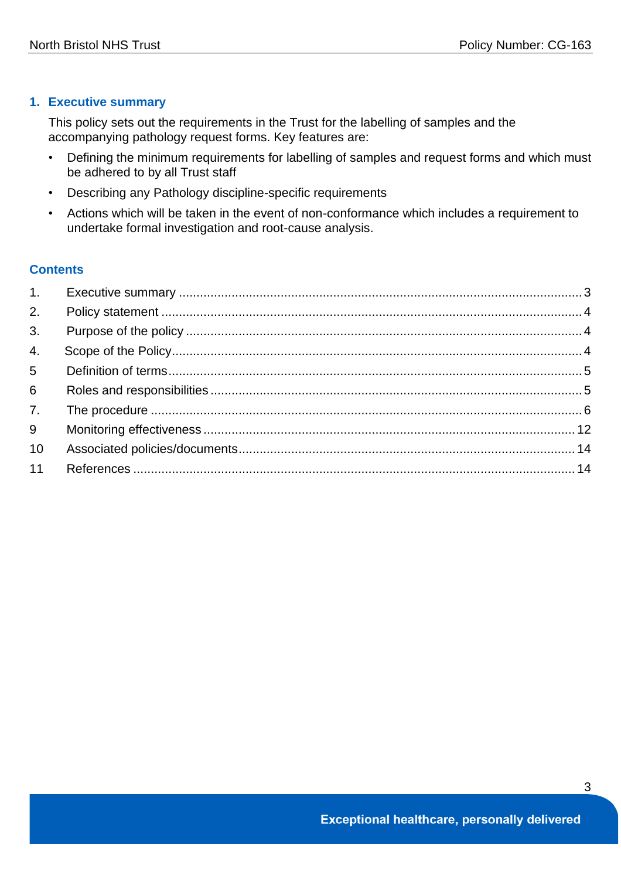## 1. Executive summary

This policy sets out the requirements in the Trust for the labelling of samples and the accompanying pathology request forms. Key features are:

- Defining the minimum requirements for labelling of samples and request forms and which must be adhered to by all Trust staff
- Describing any Pathology discipline-specific requirements
- Actions which will be taken in the event of non-conformance which includes a requirement to undertake formal investigation and root-cause analysis.

## Contents

| | | |
|---|---|---|
| 1. | Executive summary | 3 |
| 2. | Policy statement | 4 |
| 3. | Purpose of the policy | 4 |
| 4. | Scope of the Policy | 4 |
| 5 | Definition of terms | 5 |
| 6 | Roles and responsibilities | 5 |
| 7. | The procedure | 6 |
| 9 | Monitoring effectiveness | 12 |
| 10 | Associated policies/documents | 14 |
| 11 | References | 14 |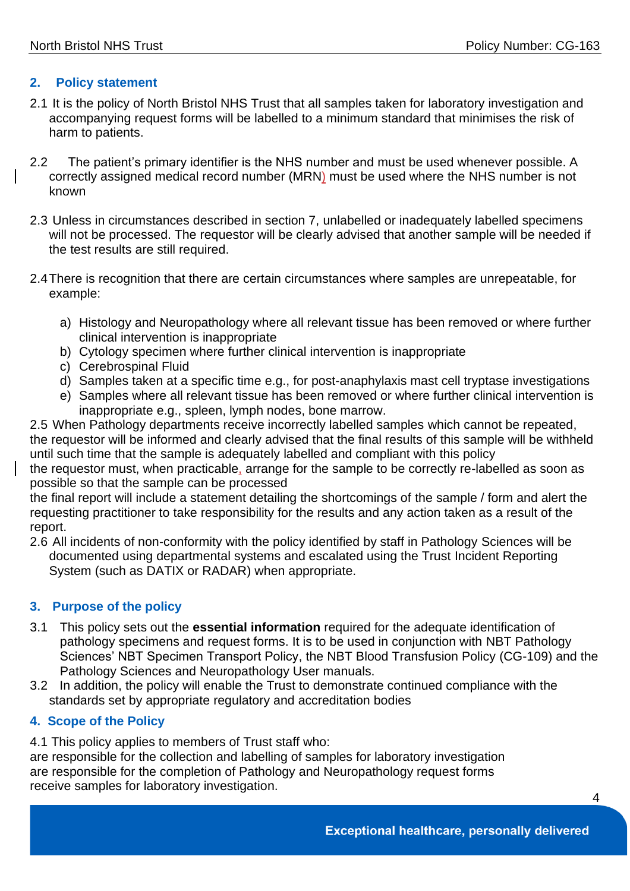## 2. Policy statement

2.1 It is the policy of North Bristol NHS Trust that all samples taken for laboratory investigation and accompanying request forms will be labelled to a minimum standard that minimises the risk of harm to patients.

2.2 The patient's primary identifier is the NHS number and must be used whenever possible. A correctly assigned medical record number (MRN) must be used where the NHS number is not known

2.3 Unless in circumstances described in section 7, unlabelled or inadequately labelled specimens will not be processed. The requestor will be clearly advised that another sample will be needed if the test results are still required.

2.4 There is recognition that there are certain circumstances where samples are unrepeatable, for example:

a) Histology and Neuropathology where all relevant tissue has been removed or where further clinical intervention is inappropriate
b) Cytology specimen where further clinical intervention is inappropriate
c) Cerebrospinal Fluid
d) Samples taken at a specific time e.g., for post-anaphylaxis mast cell tryptase investigations
e) Samples where all relevant tissue has been removed or where further clinical intervention is inappropriate e.g., spleen, lymph nodes, bone marrow.

2.5 When Pathology departments receive incorrectly labelled samples which cannot be repeated, the requestor will be informed and clearly advised that the final results of this sample will be withheld until such time that the sample is adequately labelled and compliant with this policy
the requestor must, when practicable, arrange for the sample to be correctly re-labelled as soon as possible so that the sample can be processed
the final report will include a statement detailing the shortcomings of the sample / form and alert the requesting practitioner to take responsibility for the results and any action taken as a result of the report.

2.6 All incidents of non-conformity with the policy identified by staff in Pathology Sciences will be documented using departmental systems and escalated using the Trust Incident Reporting System (such as DATIX or RADAR) when appropriate.

## 3. Purpose of the policy

3.1 This policy sets out the **essential information** required for the adequate identification of pathology specimens and request forms. It is to be used in conjunction with NBT Pathology Sciences' NBT Specimen Transport Policy, the NBT Blood Transfusion Policy (CG-109) and the Pathology Sciences and Neuropathology User manuals.

3.2 In addition, the policy will enable the Trust to demonstrate continued compliance with the standards set by appropriate regulatory and accreditation bodies

## 4. Scope of the Policy

4.1 This policy applies to members of Trust staff who:
are responsible for the collection and labelling of samples for laboratory investigation
are responsible for the completion of Pathology and Neuropathology request forms
receive samples for laboratory investigation.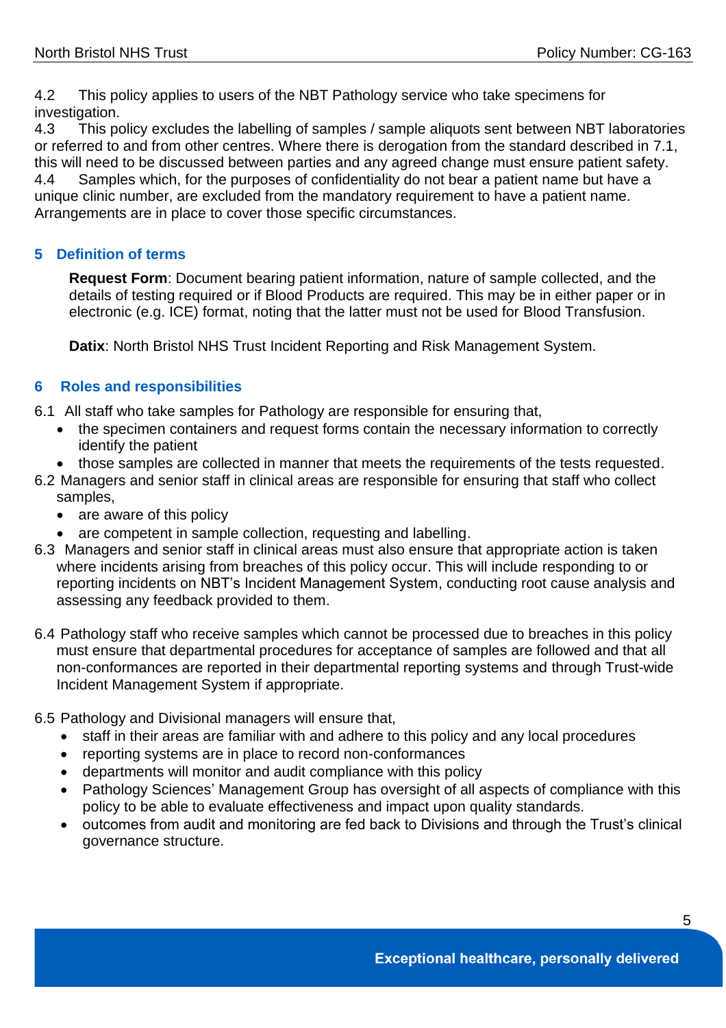4.2 This policy applies to users of the NBT Pathology service who take specimens for investigation.

4.3 This policy excludes the labelling of samples / sample aliquots sent between NBT laboratories or referred to and from other centres. Where there is derogation from the standard described in 7.1, this will need to be discussed between parties and any agreed change must ensure patient safety.

4.4 Samples which, for the purposes of confidentiality do not bear a patient name but have a unique clinic number, are excluded from the mandatory requirement to have a patient name. Arrangements are in place to cover those specific circumstances.

## 5 Definition of terms

**Request Form**: Document bearing patient information, nature of sample collected, and the details of testing required or if Blood Products are required. This may be in either paper or in electronic (e.g. ICE) format, noting that the latter must not be used for Blood Transfusion.

**Datix**: North Bristol NHS Trust Incident Reporting and Risk Management System.

## 6 Roles and responsibilities

6.1 All staff who take samples for Pathology are responsible for ensuring that,

- the specimen containers and request forms contain the necessary information to correctly identify the patient
- those samples are collected in manner that meets the requirements of the tests requested.

6.2 Managers and senior staff in clinical areas are responsible for ensuring that staff who collect samples,

- are aware of this policy
- are competent in sample collection, requesting and labelling.

6.3 Managers and senior staff in clinical areas must also ensure that appropriate action is taken where incidents arising from breaches of this policy occur. This will include responding to or reporting incidents on NBT's Incident Management System, conducting root cause analysis and assessing any feedback provided to them.

6.4 Pathology staff who receive samples which cannot be processed due to breaches in this policy must ensure that departmental procedures for acceptance of samples are followed and that all non-conformances are reported in their departmental reporting systems and through Trust-wide Incident Management System if appropriate.

6.5 Pathology and Divisional managers will ensure that,

- staff in their areas are familiar with and adhere to this policy and any local procedures
- reporting systems are in place to record non-conformances
- departments will monitor and audit compliance with this policy
- Pathology Sciences' Management Group has oversight of all aspects of compliance with this policy to be able to evaluate effectiveness and impact upon quality standards.
- outcomes from audit and monitoring are fed back to Divisions and through the Trust's clinical governance structure.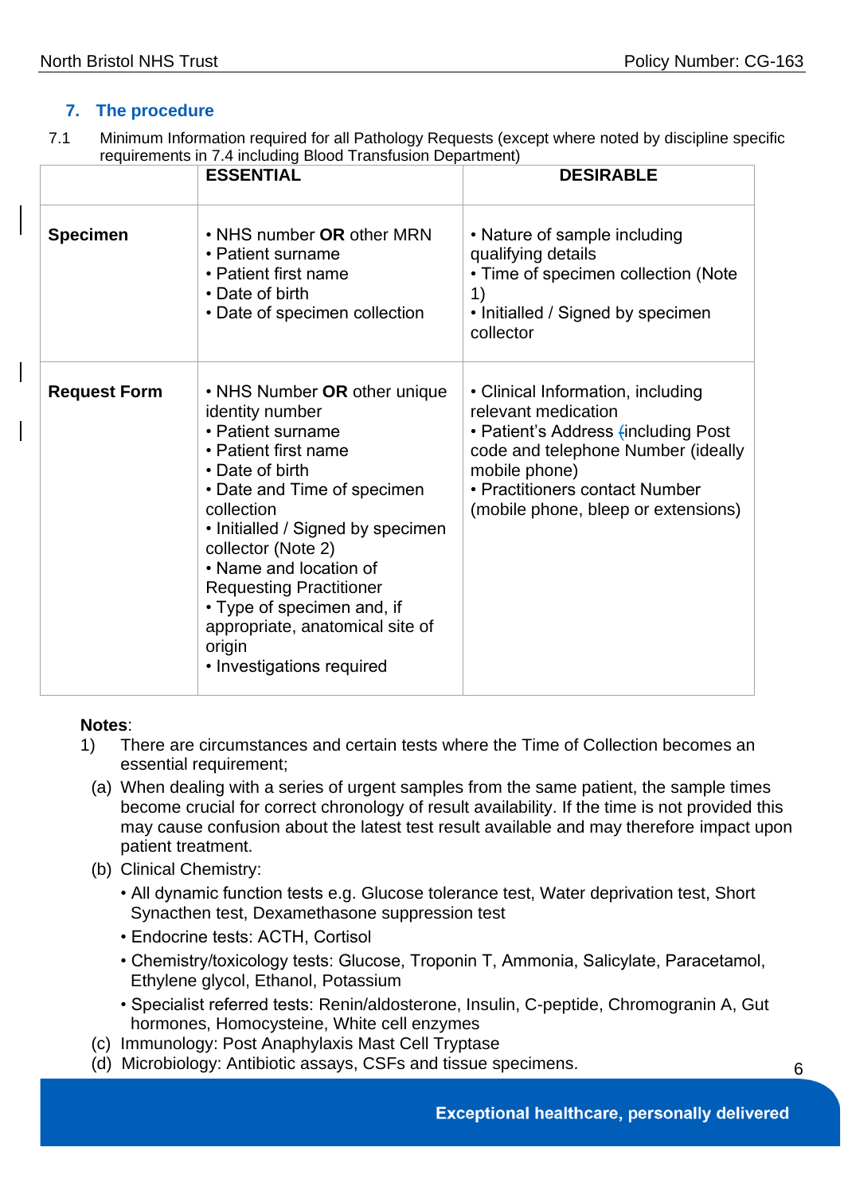## 7. The procedure

7.1 Minimum Information required for all Pathology Requests (except where noted by discipline specific requirements in 7.4 including Blood Transfusion Department)

| | ESSENTIAL | DESIRABLE |
|---|---|---|
| **Specimen** | • NHS number **OR** other MRN<br>• Patient surname<br>• Patient first name<br>• Date of birth<br>• Date of specimen collection | • Nature of sample including qualifying details<br>• Time of specimen collection (Note 1)<br>• Initialled / Signed by specimen collector |
| **Request Form** | • NHS Number **OR** other unique identity number<br>• Patient surname<br>• Patient first name<br>• Date of birth<br>• Date and Time of specimen collection<br>• Initialled / Signed by specimen collector (Note 2)<br>• Name and location of Requesting Practitioner<br>• Type of specimen and, if appropriate, anatomical site of origin<br>• Investigations required | • Clinical Information, including relevant medication<br>• Patient's Address (including Post code and telephone Number (ideally mobile phone)<br>• Practitioners contact Number (mobile phone, bleep or extensions) |

**Notes**:

1) There are circumstances and certain tests where the Time of Collection becomes an essential requirement;
   - (a) When dealing with a series of urgent samples from the same patient, the sample times become crucial for correct chronology of result availability. If the time is not provided this may cause confusion about the latest test result available and may therefore impact upon patient treatment.
   - (b) Clinical Chemistry:
     - All dynamic function tests e.g. Glucose tolerance test, Water deprivation test, Short Synacthen test, Dexamethasone suppression test
     - Endocrine tests: ACTH, Cortisol
     - Chemistry/toxicology tests: Glucose, Troponin T, Ammonia, Salicylate, Paracetamol, Ethylene glycol, Ethanol, Potassium
     - Specialist referred tests: Renin/aldosterone, Insulin, C-peptide, Chromogranin A, Gut hormones, Homocysteine, White cell enzymes
   - (c) Immunology: Post Anaphylaxis Mast Cell Tryptase
   - (d) Microbiology: Antibiotic assays, CSFs and tissue specimens.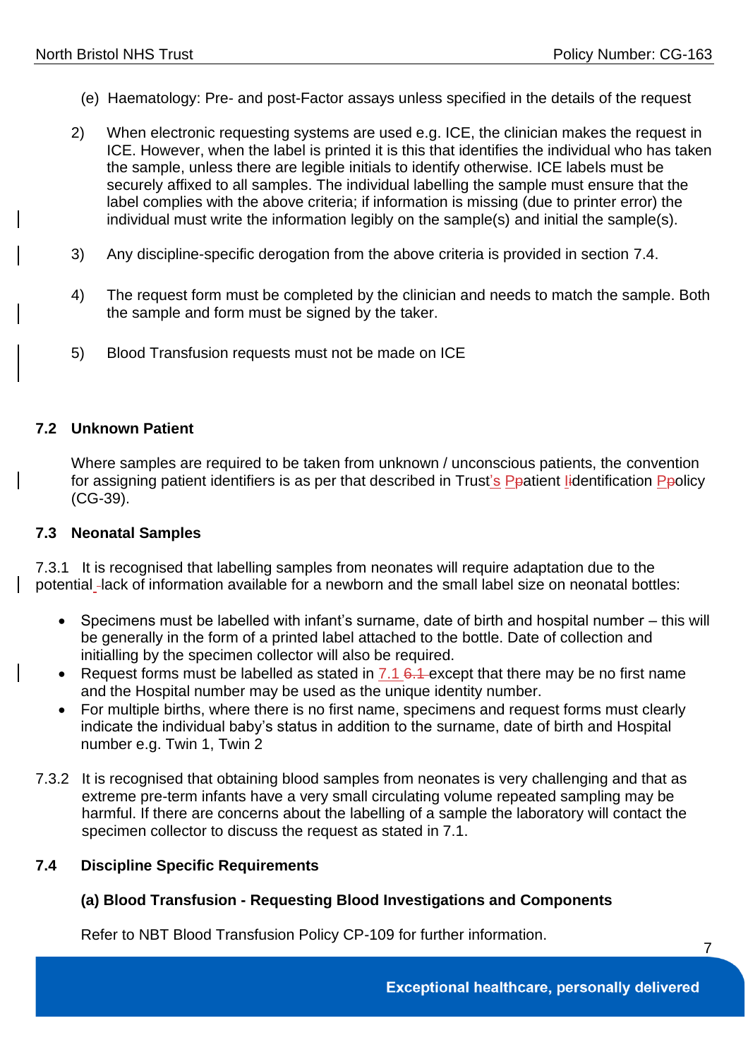(e) Haematology: Pre- and post-Factor assays unless specified in the details of the request

2) When electronic requesting systems are used e.g. ICE, the clinician makes the request in ICE. However, when the label is printed it is this that identifies the individual who has taken the sample, unless there are legible initials to identify otherwise. ICE labels must be securely affixed to all samples. The individual labelling the sample must ensure that the label complies with the above criteria; if information is missing (due to printer error) the individual must write the information legibly on the sample(s) and initial the sample(s).

3) Any discipline-specific derogation from the above criteria is provided in section 7.4.

4) The request form must be completed by the clinician and needs to match the sample. Both the sample and form must be signed by the taker.

5) Blood Transfusion requests must not be made on ICE

## 7.2 Unknown Patient

Where samples are required to be taken from unknown / unconscious patients, the convention for assigning patient identifiers is as per that described in Trust's Patient Identification Policy (CG-39).

## 7.3 Neonatal Samples

7.3.1 It is recognised that labelling samples from neonates will require adaptation due to the potential lack of information available for a newborn and the small label size on neonatal bottles:

- Specimens must be labelled with infant's surname, date of birth and hospital number – this will be generally in the form of a printed label attached to the bottle. Date of collection and initialling by the specimen collector will also be required.
- Request forms must be labelled as stated in 7.1 except that there may be no first name and the Hospital number may be used as the unique identity number.
- For multiple births, where there is no first name, specimens and request forms must clearly indicate the individual baby's status in addition to the surname, date of birth and Hospital number e.g. Twin 1, Twin 2

7.3.2 It is recognised that obtaining blood samples from neonates is very challenging and that as extreme pre-term infants have a very small circulating volume repeated sampling may be harmful. If there are concerns about the labelling of a sample the laboratory will contact the specimen collector to discuss the request as stated in 7.1.

## 7.4 Discipline Specific Requirements

### (a) Blood Transfusion - Requesting Blood Investigations and Components

Refer to NBT Blood Transfusion Policy CP-109 for further information.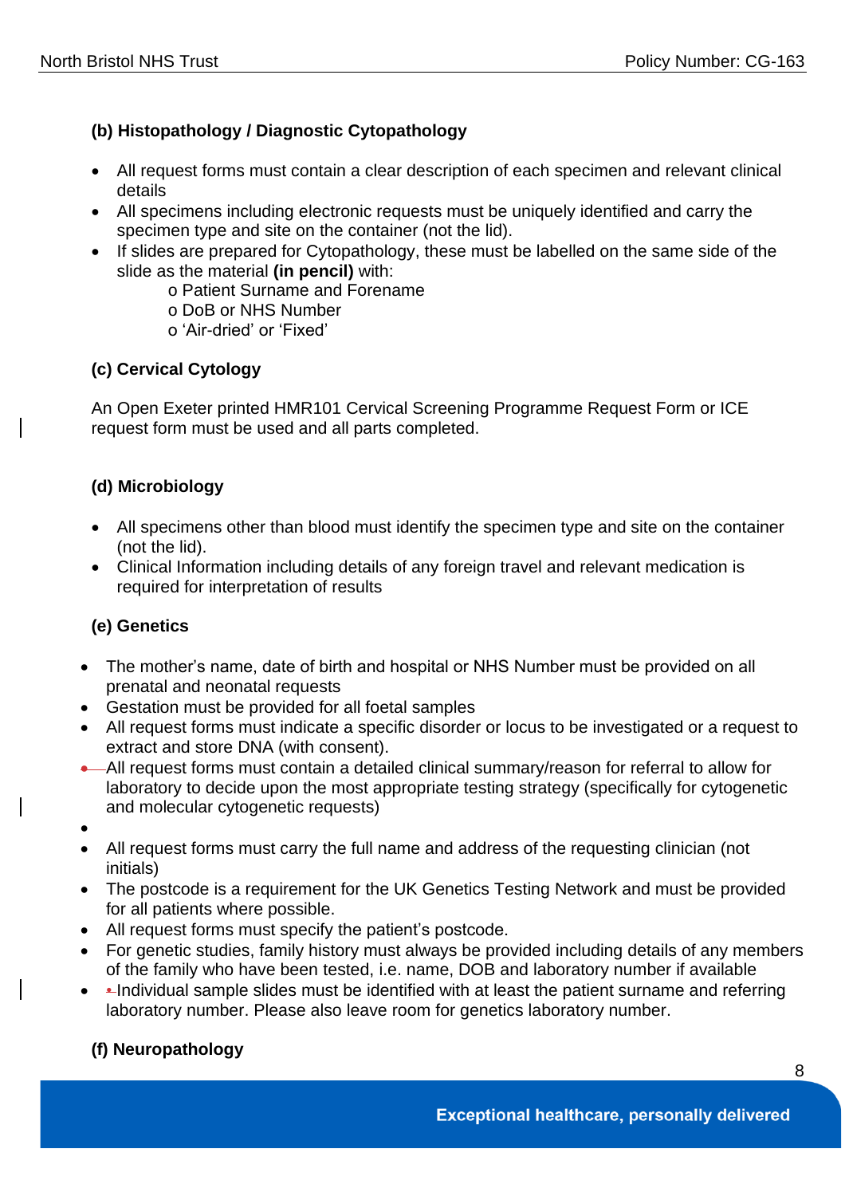**(b) Histopathology / Diagnostic Cytopathology**

- All request forms must contain a clear description of each specimen and relevant clinical details
- All specimens including electronic requests must be uniquely identified and carry the specimen type and site on the container (not the lid).
- If slides are prepared for Cytopathology, these must be labelled on the same side of the slide as the material **(in pencil)** with:
    - Patient Surname and Forename
    - DoB or NHS Number
    - 'Air-dried' or 'Fixed'

**(c) Cervical Cytology**

An Open Exeter printed HMR101 Cervical Screening Programme Request Form or ICE request form must be used and all parts completed.

**(d) Microbiology**

- All specimens other than blood must identify the specimen type and site on the container (not the lid).
- Clinical Information including details of any foreign travel and relevant medication is required for interpretation of results

**(e) Genetics**

- The mother's name, date of birth and hospital or NHS Number must be provided on all prenatal and neonatal requests
- Gestation must be provided for all foetal samples
- All request forms must indicate a specific disorder or locus to be investigated or a request to extract and store DNA (with consent).
- All request forms must contain a detailed clinical summary/reason for referral to allow for laboratory to decide upon the most appropriate testing strategy (specifically for cytogenetic and molecular cytogenetic requests)
- All request forms must carry the full name and address of the requesting clinician (not initials)
- The postcode is a requirement for the UK Genetics Testing Network and must be provided for all patients where possible.
- All request forms must specify the patient's postcode.
- For genetic studies, family history must always be provided including details of any members of the family who have been tested, i.e. name, DOB and laboratory number if available
- Individual sample slides must be identified with at least the patient surname and referring laboratory number. Please also leave room for genetics laboratory number.

**(f) Neuropathology**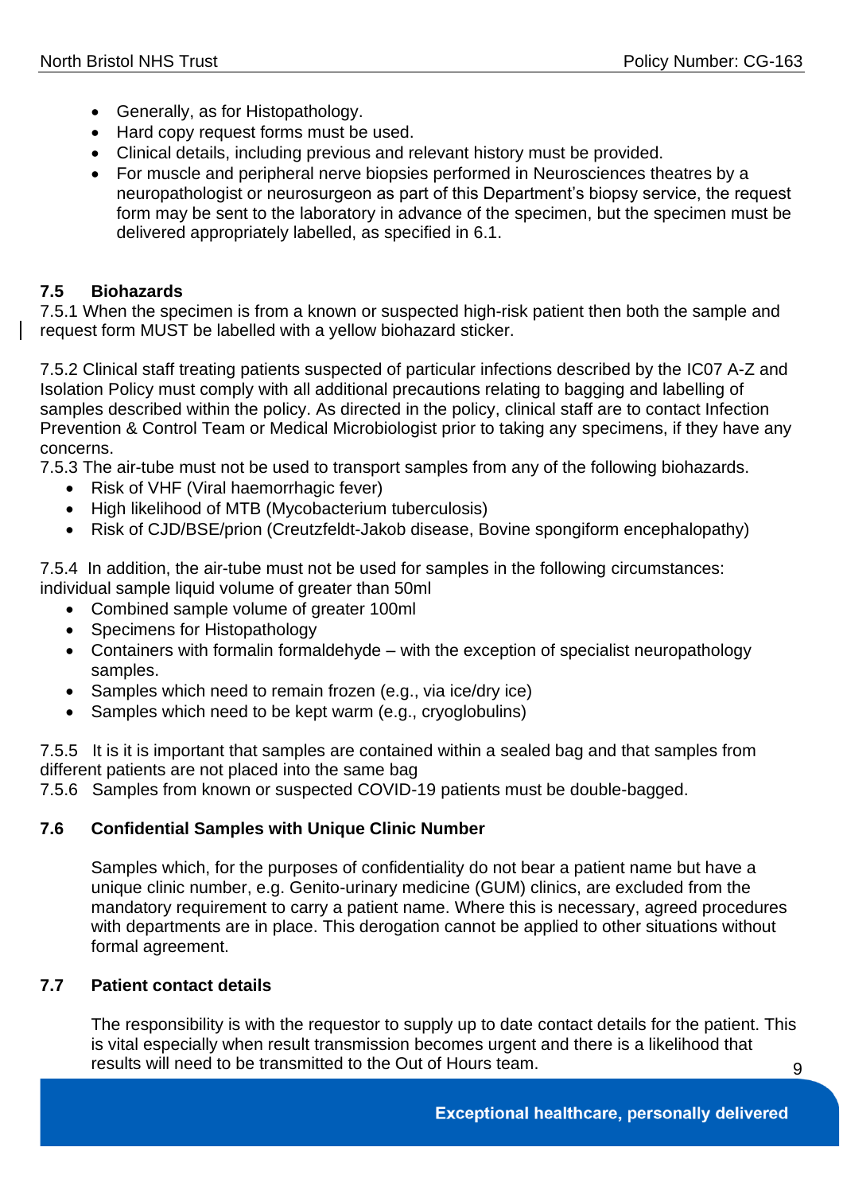- Generally, as for Histopathology.
- Hard copy request forms must be used.
- Clinical details, including previous and relevant history must be provided.
- For muscle and peripheral nerve biopsies performed in Neurosciences theatres by a neuropathologist or neurosurgeon as part of this Department's biopsy service, the request form may be sent to the laboratory in advance of the specimen, but the specimen must be delivered appropriately labelled, as specified in 6.1.

### 7.5 Biohazards

7.5.1 When the specimen is from a known or suspected high-risk patient then both the sample and request form MUST be labelled with a yellow biohazard sticker.

7.5.2 Clinical staff treating patients suspected of particular infections described by the IC07 A-Z and Isolation Policy must comply with all additional precautions relating to bagging and labelling of samples described within the policy. As directed in the policy, clinical staff are to contact Infection Prevention & Control Team or Medical Microbiologist prior to taking any specimens, if they have any concerns.

7.5.3 The air-tube must not be used to transport samples from any of the following biohazards.

- Risk of VHF (Viral haemorrhagic fever)
- High likelihood of MTB (Mycobacterium tuberculosis)
- Risk of CJD/BSE/prion (Creutzfeldt-Jakob disease, Bovine spongiform encephalopathy)

7.5.4 In addition, the air-tube must not be used for samples in the following circumstances: individual sample liquid volume of greater than 50ml

- Combined sample volume of greater 100ml
- Specimens for Histopathology
- Containers with formalin formaldehyde – with the exception of specialist neuropathology samples.
- Samples which need to remain frozen (e.g., via ice/dry ice)
- Samples which need to be kept warm (e.g., cryoglobulins)

7.5.5 It is it is important that samples are contained within a sealed bag and that samples from different patients are not placed into the same bag

7.5.6 Samples from known or suspected COVID-19 patients must be double-bagged.

### 7.6 Confidential Samples with Unique Clinic Number

Samples which, for the purposes of confidentiality do not bear a patient name but have a unique clinic number, e.g. Genito-urinary medicine (GUM) clinics, are excluded from the mandatory requirement to carry a patient name. Where this is necessary, agreed procedures with departments are in place. This derogation cannot be applied to other situations without formal agreement.

### 7.7 Patient contact details

The responsibility is with the requestor to supply up to date contact details for the patient. This is vital especially when result transmission becomes urgent and there is a likelihood that results will need to be transmitted to the Out of Hours team.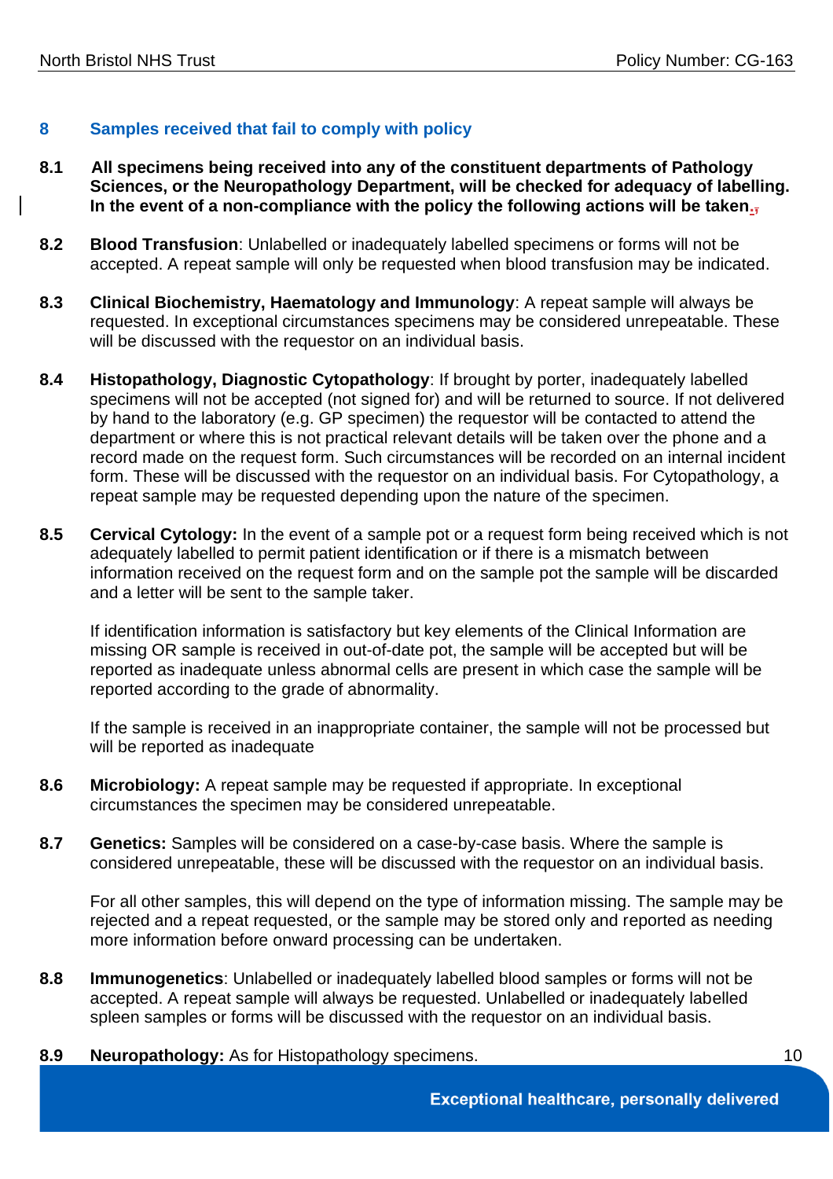## 8 Samples received that fail to comply with policy

**8.1** **All specimens being received into any of the constituent departments of Pathology Sciences, or the Neuropathology Department, will be checked for adequacy of labelling. In the event of a non-compliance with the policy the following actions will be taken.**

**8.2** **Blood Transfusion**: Unlabelled or inadequately labelled specimens or forms will not be accepted. A repeat sample will only be requested when blood transfusion may be indicated.

**8.3** **Clinical Biochemistry, Haematology and Immunology**: A repeat sample will always be requested. In exceptional circumstances specimens may be considered unrepeatable. These will be discussed with the requestor on an individual basis.

**8.4** **Histopathology, Diagnostic Cytopathology**: If brought by porter, inadequately labelled specimens will not be accepted (not signed for) and will be returned to source. If not delivered by hand to the laboratory (e.g. GP specimen) the requestor will be contacted to attend the department or where this is not practical relevant details will be taken over the phone and a record made on the request form. Such circumstances will be recorded on an internal incident form. These will be discussed with the requestor on an individual basis. For Cytopathology, a repeat sample may be requested depending upon the nature of the specimen.

**8.5** **Cervical Cytology:** In the event of a sample pot or a request form being received which is not adequately labelled to permit patient identification or if there is a mismatch between information received on the request form and on the sample pot the sample will be discarded and a letter will be sent to the sample taker.

If identification information is satisfactory but key elements of the Clinical Information are missing OR sample is received in out-of-date pot, the sample will be accepted but will be reported as inadequate unless abnormal cells are present in which case the sample will be reported according to the grade of abnormality.

If the sample is received in an inappropriate container, the sample will not be processed but will be reported as inadequate

**8.6** **Microbiology:** A repeat sample may be requested if appropriate. In exceptional circumstances the specimen may be considered unrepeatable.

**8.7** **Genetics:** Samples will be considered on a case-by-case basis. Where the sample is considered unrepeatable, these will be discussed with the requestor on an individual basis.

For all other samples, this will depend on the type of information missing. The sample may be rejected and a repeat requested, or the sample may be stored only and reported as needing more information before onward processing can be undertaken.

**8.8** **Immunogenetics**: Unlabelled or inadequately labelled blood samples or forms will not be accepted. A repeat sample will always be requested. Unlabelled or inadequately labelled spleen samples or forms will be discussed with the requestor on an individual basis.

**8.9** **Neuropathology:** As for Histopathology specimens.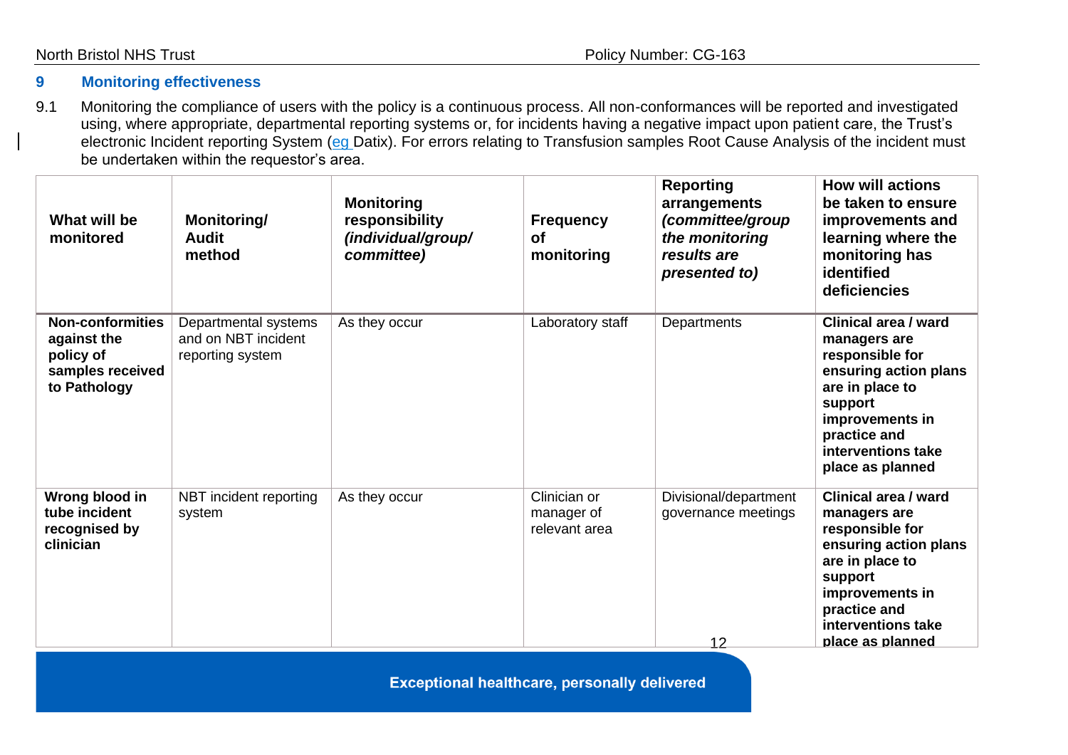## 9 Monitoring effectiveness

9.1 Monitoring the compliance of users with the policy is a continuous process. All non-conformances will be reported and investigated using, where appropriate, departmental reporting systems or, for incidents having a negative impact upon patient care, the Trust's electronic Incident reporting System (eg Datix). For errors relating to Transfusion samples Root Cause Analysis of the incident must be undertaken within the requestor's area.

| What will be monitored | Monitoring/ Audit method | Monitoring responsibility *(individual/group/ committee)* | Frequency of monitoring | Reporting arrangements *(committee/group the monitoring results are presented to)* | How will actions be taken to ensure improvements and learning where the monitoring has identified deficiencies |
|---|---|---|---|---|---|
| **Non-conformities against the policy of samples received to Pathology** | Departmental systems and on NBT incident reporting system | As they occur | Laboratory staff | Departments | **Clinical area / ward managers are responsible for ensuring action plans are in place to support improvements in practice and interventions take place as planned** |
| **Wrong blood in tube incident recognised by clinician** | NBT incident reporting system | As they occur | Clinician or manager of relevant area | Divisional/department governance meetings | **Clinical area / ward managers are responsible for ensuring action plans are in place to support improvements in practice and interventions take place as planned** |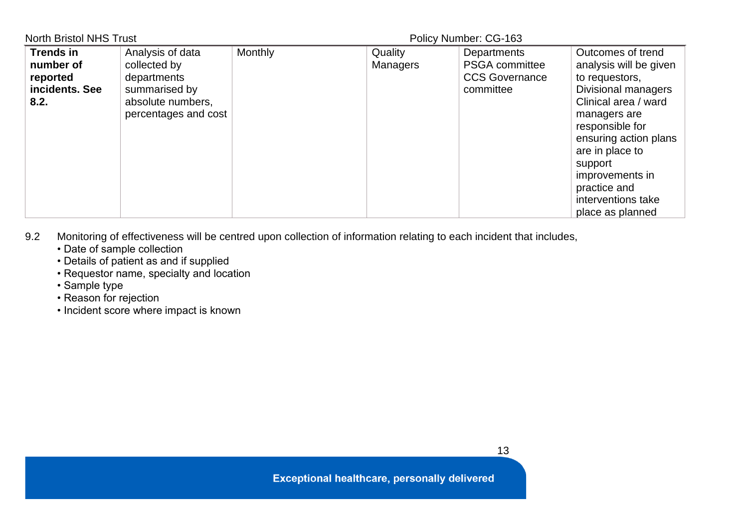| **Trends in number of reported incidents. See 8.2.** | Analysis of data collected by departments summarised by absolute numbers, percentages and cost | Monthly | Quality Managers | Departments PSGA committee CCS Governance committee | Outcomes of trend analysis will be given to requestors, Divisional managers Clinical area / ward managers are responsible for ensuring action plans are in place to support improvements in practice and interventions take place as planned |
|---|---|---|---|---|---|

9.2 Monitoring of effectiveness will be centred upon collection of information relating to each incident that includes,

- Date of sample collection
- Details of patient as and if supplied
- Requestor name, specialty and location
- Sample type
- Reason for rejection
- Incident score where impact is known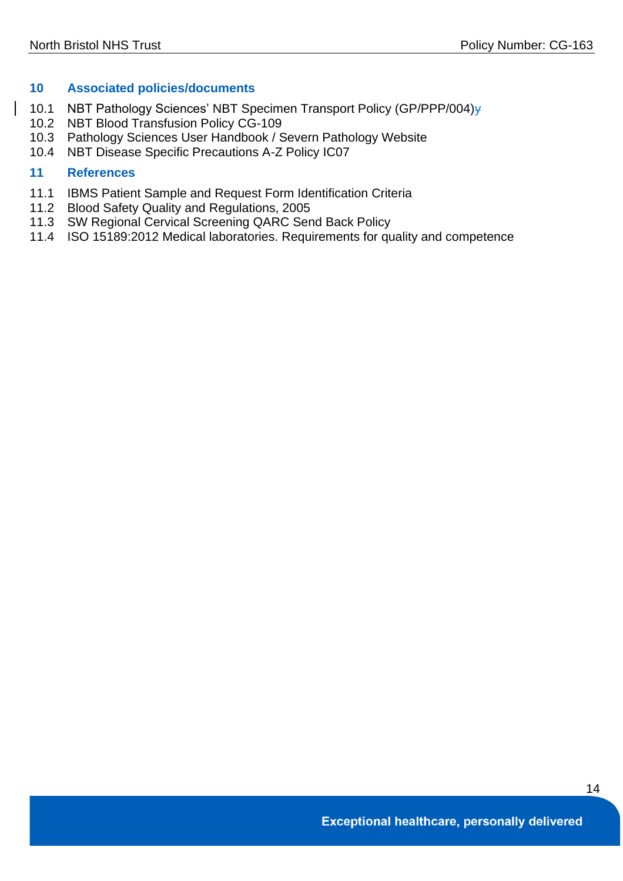## 10 Associated policies/documents

10.1 NBT Pathology Sciences' NBT Specimen Transport Policy (GP/PPP/004)

10.2 NBT Blood Transfusion Policy CG-109

10.3 Pathology Sciences User Handbook / Severn Pathology Website

10.4 NBT Disease Specific Precautions A-Z Policy IC07

## 11 References

11.1 IBMS Patient Sample and Request Form Identification Criteria

11.2 Blood Safety Quality and Regulations, 2005

11.3 SW Regional Cervical Screening QARC Send Back Policy

11.4 ISO 15189:2012 Medical laboratories. Requirements for quality and competence